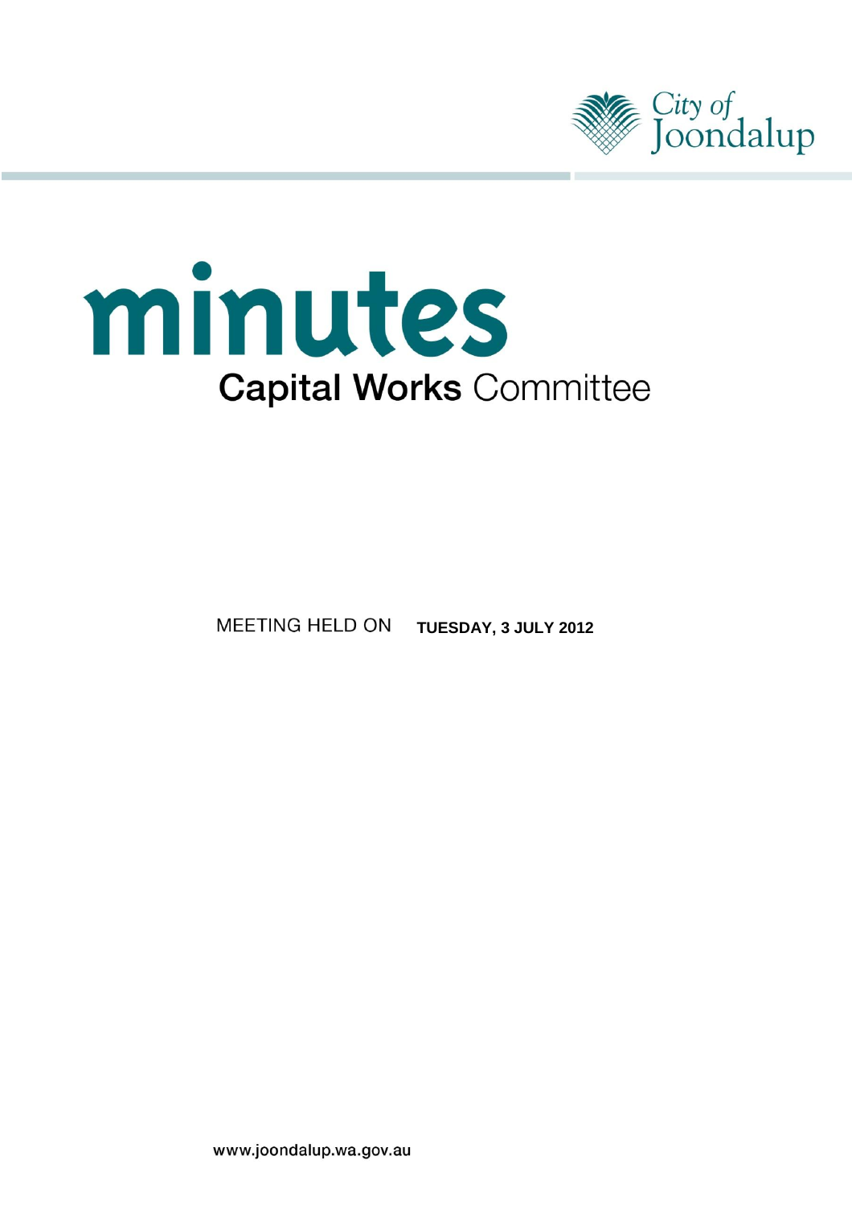City of Joondalup

# minutes

## Capital Works Committee

MEETING HELD ON **TUESDAY, 3 JULY 2012**

www.joondalup.wa.gov.au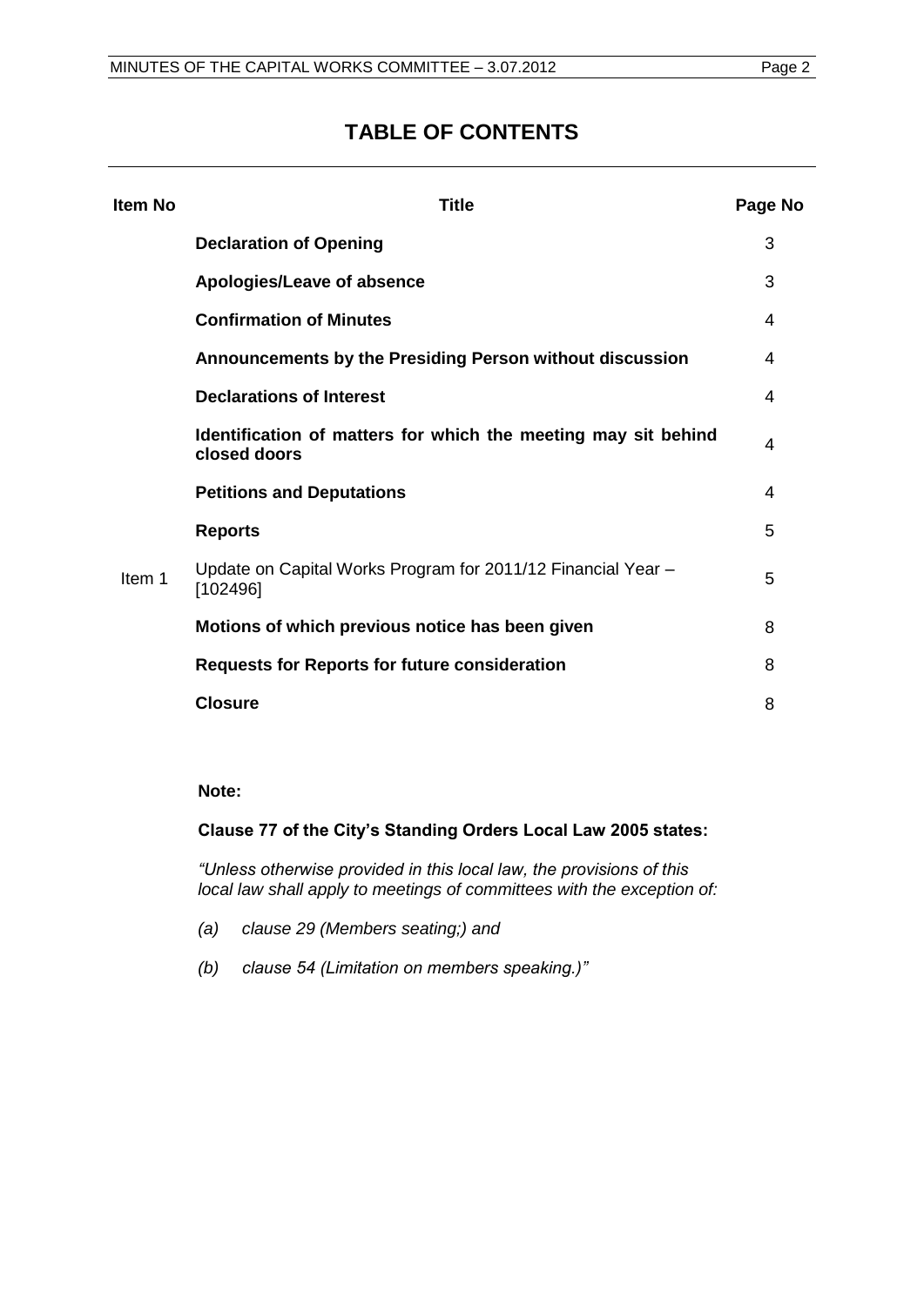# TABLE OF CONTENTS

| Item No | Title | Page No |
|---|---|---|
| | **Declaration of Opening** | 3 |
| | **Apologies/Leave of absence** | 3 |
| | **Confirmation of Minutes** | 4 |
| | **Announcements by the Presiding Person without discussion** | 4 |
| | **Declarations of Interest** | 4 |
| | **Identification of matters for which the meeting may sit behind closed doors** | 4 |
| | **Petitions and Deputations** | 4 |
| | **Reports** | 5 |
| Item 1 | Update on Capital Works Program for 2011/12 Financial Year – [102496] | 5 |
| | **Motions of which previous notice has been given** | 8 |
| | **Requests for Reports for future consideration** | 8 |
| | **Closure** | 8 |

**Note:**

**Clause 77 of the City's Standing Orders Local Law 2005 states:**

*"Unless otherwise provided in this local law, the provisions of this local law shall apply to meetings of committees with the exception of:*

*(a) clause 29 (Members seating;) and*

*(b) clause 54 (Limitation on members speaking.)"*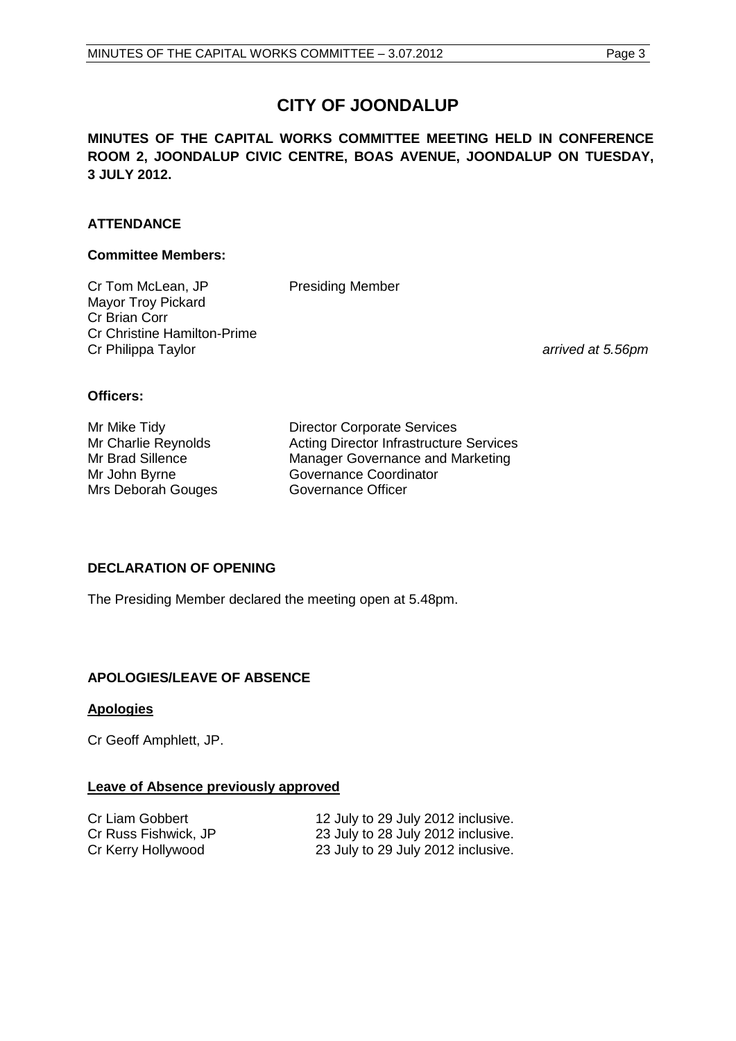# CITY OF JOONDALUP

**MINUTES OF THE CAPITAL WORKS COMMITTEE MEETING HELD IN CONFERENCE ROOM 2, JOONDALUP CIVIC CENTRE, BOAS AVENUE, JOONDALUP ON TUESDAY, 3 JULY 2012.**

## ATTENDANCE

### Committee Members:

| | | |
|---|---|---|
| Cr Tom McLean, JP | Presiding Member | |
| Mayor Troy Pickard | | |
| Cr Brian Corr | | |
| Cr Christine Hamilton-Prime | | |
| Cr Philippa Taylor | | *arrived at 5.56pm* |

### Officers:

| | |
|---|---|
| Mr Mike Tidy | Director Corporate Services |
| Mr Charlie Reynolds | Acting Director Infrastructure Services |
| Mr Brad Sillence | Manager Governance and Marketing |
| Mr John Byrne | Governance Coordinator |
| Mrs Deborah Gouges | Governance Officer |

## DECLARATION OF OPENING

The Presiding Member declared the meeting open at 5.48pm.

## APOLOGIES/LEAVE OF ABSENCE

### Apologies

Cr Geoff Amphlett, JP.

### Leave of Absence previously approved

| | |
|---|---|
| Cr Liam Gobbert | 12 July to 29 July 2012 inclusive. |
| Cr Russ Fishwick, JP | 23 July to 28 July 2012 inclusive. |
| Cr Kerry Hollywood | 23 July to 29 July 2012 inclusive. |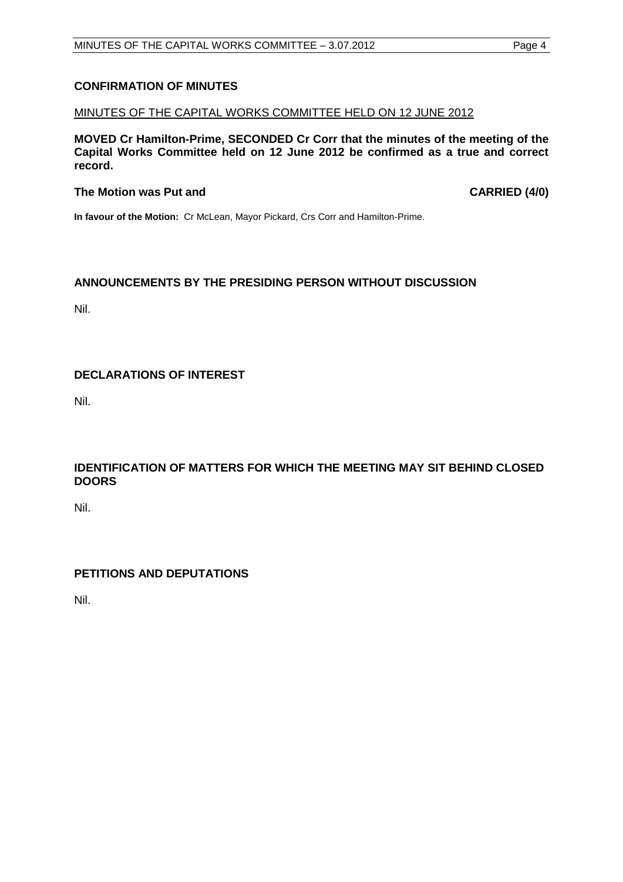## CONFIRMATION OF MINUTES

<u>MINUTES OF THE CAPITAL WORKS COMMITTEE HELD ON 12 JUNE 2012</u>

**MOVED Cr Hamilton-Prime, SECONDED Cr Corr that the minutes of the meeting of the Capital Works Committee held on 12 June 2012 be confirmed as a true and correct record.**

**The Motion was Put and CARRIED (4/0)**

**In favour of the Motion:** Cr McLean, Mayor Pickard, Crs Corr and Hamilton-Prime.

## ANNOUNCEMENTS BY THE PRESIDING PERSON WITHOUT DISCUSSION

Nil.

## DECLARATIONS OF INTEREST

Nil.

## IDENTIFICATION OF MATTERS FOR WHICH THE MEETING MAY SIT BEHIND CLOSED DOORS

Nil.

## PETITIONS AND DEPUTATIONS

Nil.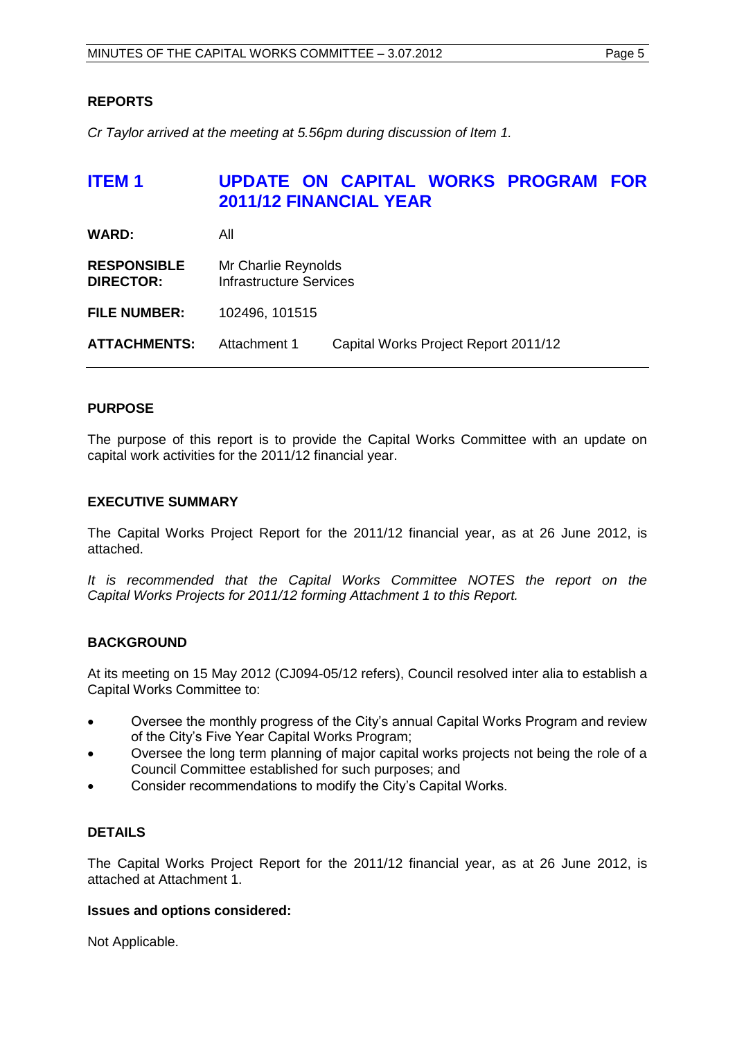## REPORTS

*Cr Taylor arrived at the meeting at 5.56pm during discussion of Item 1.*

# ITEM 1 UPDATE ON CAPITAL WORKS PROGRAM FOR 2011/12 FINANCIAL YEAR

**WARD:** All

**RESPONSIBLE DIRECTOR:** Mr Charlie Reynolds
Infrastructure Services

**FILE NUMBER:** 102496, 101515

**ATTACHMENTS:** Attachment 1 Capital Works Project Report 2011/12

## PURPOSE

The purpose of this report is to provide the Capital Works Committee with an update on capital work activities for the 2011/12 financial year.

## EXECUTIVE SUMMARY

The Capital Works Project Report for the 2011/12 financial year, as at 26 June 2012, is attached.

*It is recommended that the Capital Works Committee NOTES the report on the Capital Works Projects for 2011/12 forming Attachment 1 to this Report.*

## BACKGROUND

At its meeting on 15 May 2012 (CJ094-05/12 refers), Council resolved inter alia to establish a Capital Works Committee to:

- Oversee the monthly progress of the City's annual Capital Works Program and review of the City's Five Year Capital Works Program;
- Oversee the long term planning of major capital works projects not being the role of a Council Committee established for such purposes; and
- Consider recommendations to modify the City's Capital Works.

## DETAILS

The Capital Works Project Report for the 2011/12 financial year, as at 26 June 2012, is attached at Attachment 1.

### Issues and options considered:

Not Applicable.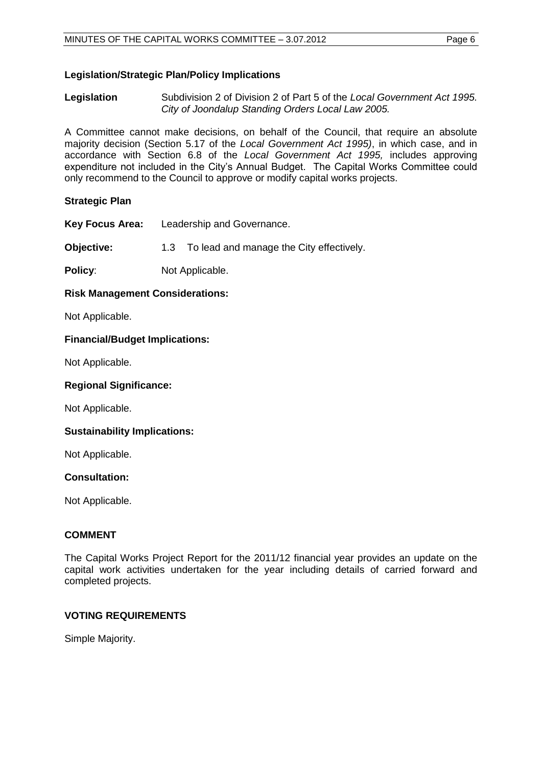### Legislation/Strategic Plan/Policy Implications

**Legislation** Subdivision 2 of Division 2 of Part 5 of the *Local Government Act 1995.*
*City of Joondalup Standing Orders Local Law 2005.*

A Committee cannot make decisions, on behalf of the Council, that require an absolute majority decision (Section 5.17 of the *Local Government Act 1995)*, in which case, and in accordance with Section 6.8 of the *Local Government Act 1995,* includes approving expenditure not included in the City's Annual Budget. The Capital Works Committee could only recommend to the Council to approve or modify capital works projects.

### Strategic Plan

**Key Focus Area:** Leadership and Governance.

**Objective:** 1.3 To lead and manage the City effectively.

**Policy**: Not Applicable.

### Risk Management Considerations:

Not Applicable.

### Financial/Budget Implications:

Not Applicable.

### Regional Significance:

Not Applicable.

### Sustainability Implications:

Not Applicable.

### Consultation:

Not Applicable.

## COMMENT

The Capital Works Project Report for the 2011/12 financial year provides an update on the capital work activities undertaken for the year including details of carried forward and completed projects.

## VOTING REQUIREMENTS

Simple Majority.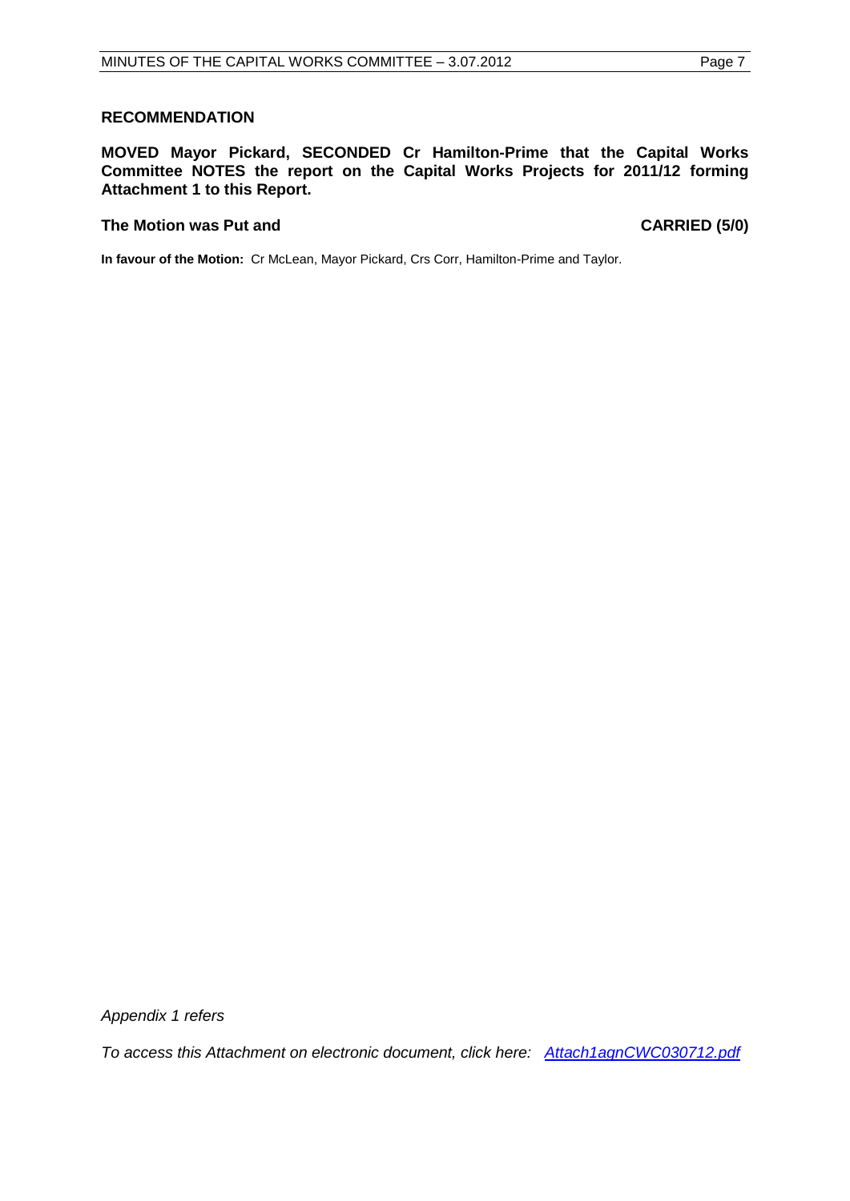**RECOMMENDATION**

**MOVED Mayor Pickard, SECONDED Cr Hamilton-Prime that the Capital Works Committee NOTES the report on the Capital Works Projects for 2011/12 forming Attachment 1 to this Report.**

**The Motion was Put and** **CARRIED (5/0)**

**In favour of the Motion:** Cr McLean, Mayor Pickard, Crs Corr, Hamilton-Prime and Taylor.

*Appendix 1 refers*

*To access this Attachment on electronic document, click here: Attach1agnCWC030712.pdf*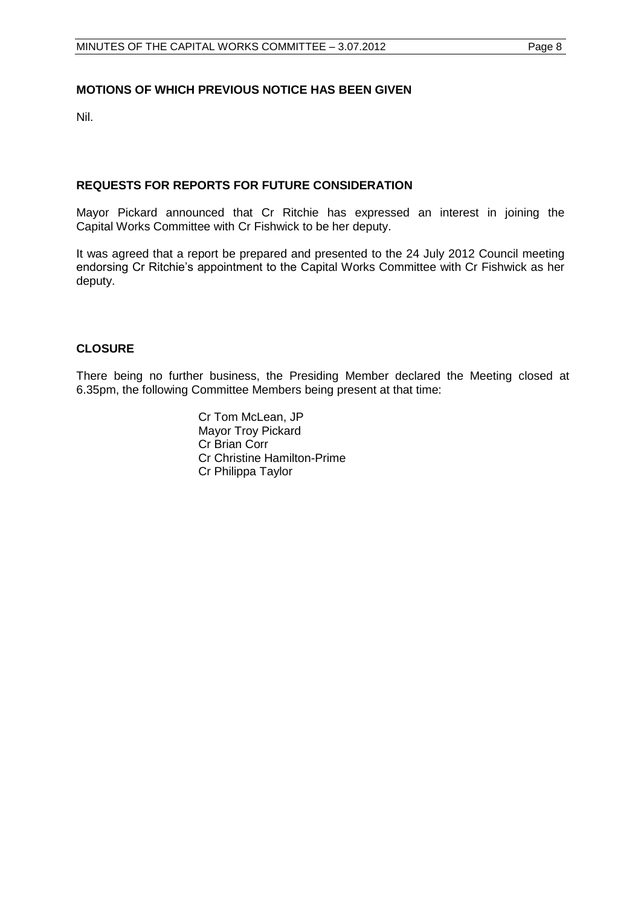**MOTIONS OF WHICH PREVIOUS NOTICE HAS BEEN GIVEN**

Nil.

**REQUESTS FOR REPORTS FOR FUTURE CONSIDERATION**

Mayor Pickard announced that Cr Ritchie has expressed an interest in joining the Capital Works Committee with Cr Fishwick to be her deputy.

It was agreed that a report be prepared and presented to the 24 July 2012 Council meeting endorsing Cr Ritchie's appointment to the Capital Works Committee with Cr Fishwick as her deputy.

**CLOSURE**

There being no further business, the Presiding Member declared the Meeting closed at 6.35pm, the following Committee Members being present at that time:

Cr Tom McLean, JP
Mayor Troy Pickard
Cr Brian Corr
Cr Christine Hamilton-Prime
Cr Philippa Taylor